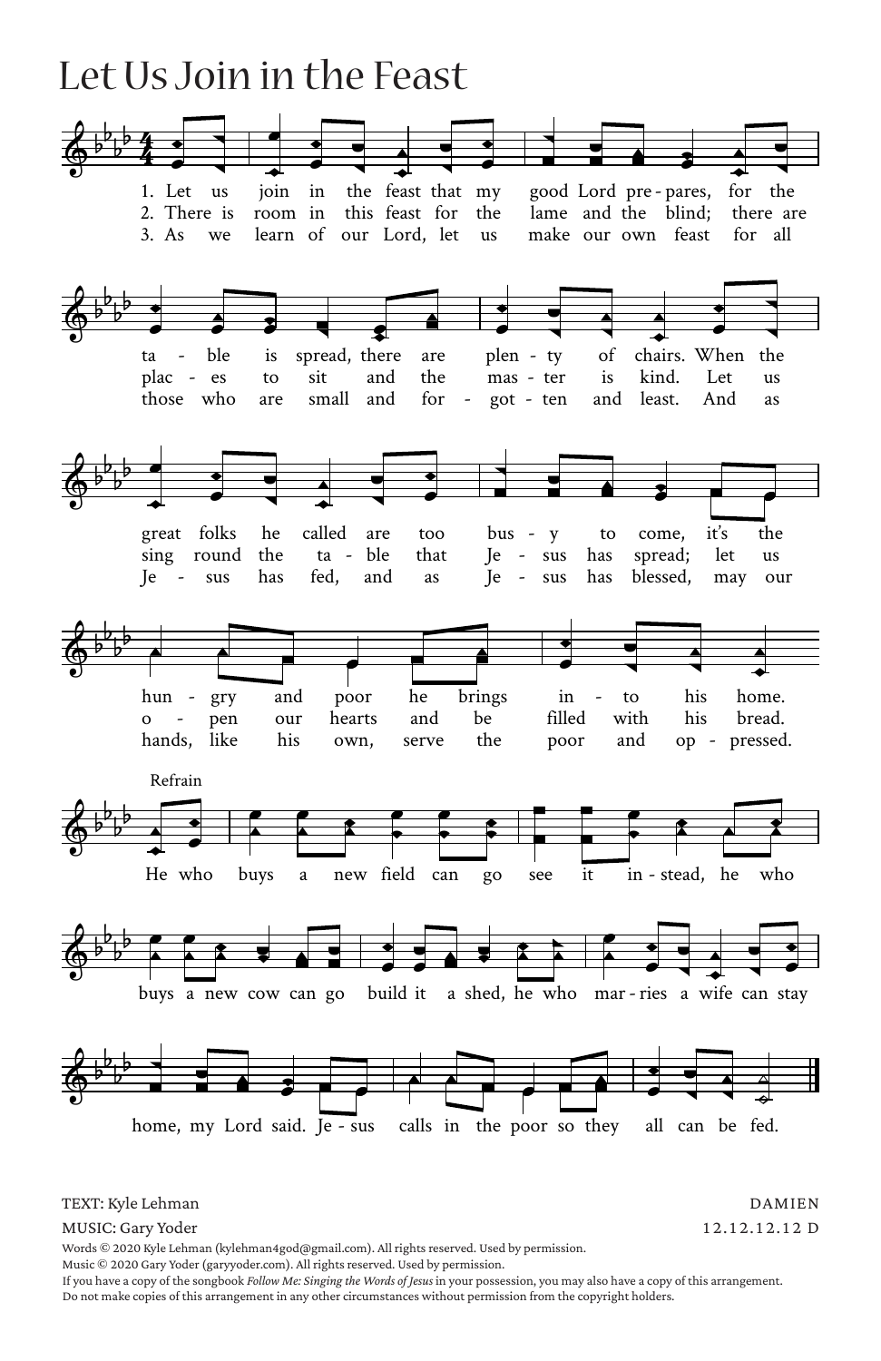# Let Us Join in the Feast

1. Let us join in the feast that my good Lord prepares, for the table is spread, there are plenty of chairs. When the great folks he called are too busy to come, it's the hungry and poor he brings into his home.

2. There is room in this feast for the lame and the blind; there are places to sit and the master is kind. Let us sing round the table that Jesus has spread; let us open our hearts and be filled with his bread.

3. As we learn of our Lord, let us make our own feast for all those who are small and forgotten and least. And as Jesus has fed, and as Jesus has blessed, may our hands, like his own, serve the poor and oppressed.

Refrain

He who buys a new field can go see it instead, he who buys a new cow can go build it a shed, he who marries a wife can stay home, my Lord said. Jesus calls in the poor so they all can be fed.

TEXT: Kyle Lehman

MUSIC: Gary Yoder

DAMIEN

12.12.12.12 D

Words © 2020 Kyle Lehman (kylehman4god@gmail.com). All rights reserved. Used by permission.
Music © 2020 Gary Yoder (garyyoder.com). All rights reserved. Used by permission.
If you have a copy of the songbook *Follow Me: Singing the Words of Jesus* in your possession, you may also have a copy of this arrangement.
Do not make copies of this arrangement in any other circumstances without permission from the copyright holders.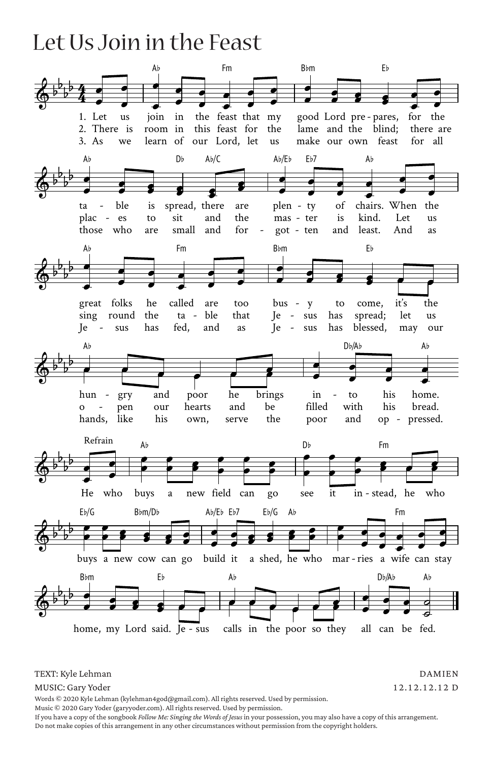# Let Us Join in the Feast

1. Let us join in the feast that my good Lord prepares, for the table is spread, there are plenty of chairs. When the great folks he called are too busy to come, it's the hungry and poor he brings into his home.

2. There is room in this feast for the lame and the blind; there are places to sit and the master is kind. Let us sing round the table that Jesus has spread; let us open our hearts and be filled with his bread.

3. As we learn of our Lord, let us make our own feast for all those who are small and forgotten and least. And as Jesus has fed, and as Jesus has blessed, may our hands, like his own, serve the poor and oppressed.

Refrain
He who buys a new field can go see it instead, he who buys a new cow can go build it a shed, he who marries a wife can stay home, my Lord said. Jesus calls in the poor so they all can be fed.

TEXT: Kyle Lehman
MUSIC: Gary Yoder

DAMIEN
12.12.12.12 D

Words © 2020 Kyle Lehman (kylehman4god@gmail.com). All rights reserved. Used by permission.
Music © 2020 Gary Yoder (garyyoder.com). All rights reserved. Used by permission.
If you have a copy of the songbook *Follow Me: Singing the Words of Jesus* in your possession, you may also have a copy of this arrangement.
Do not make copies of this arrangement in any other circumstances without permission from the copyright holders.